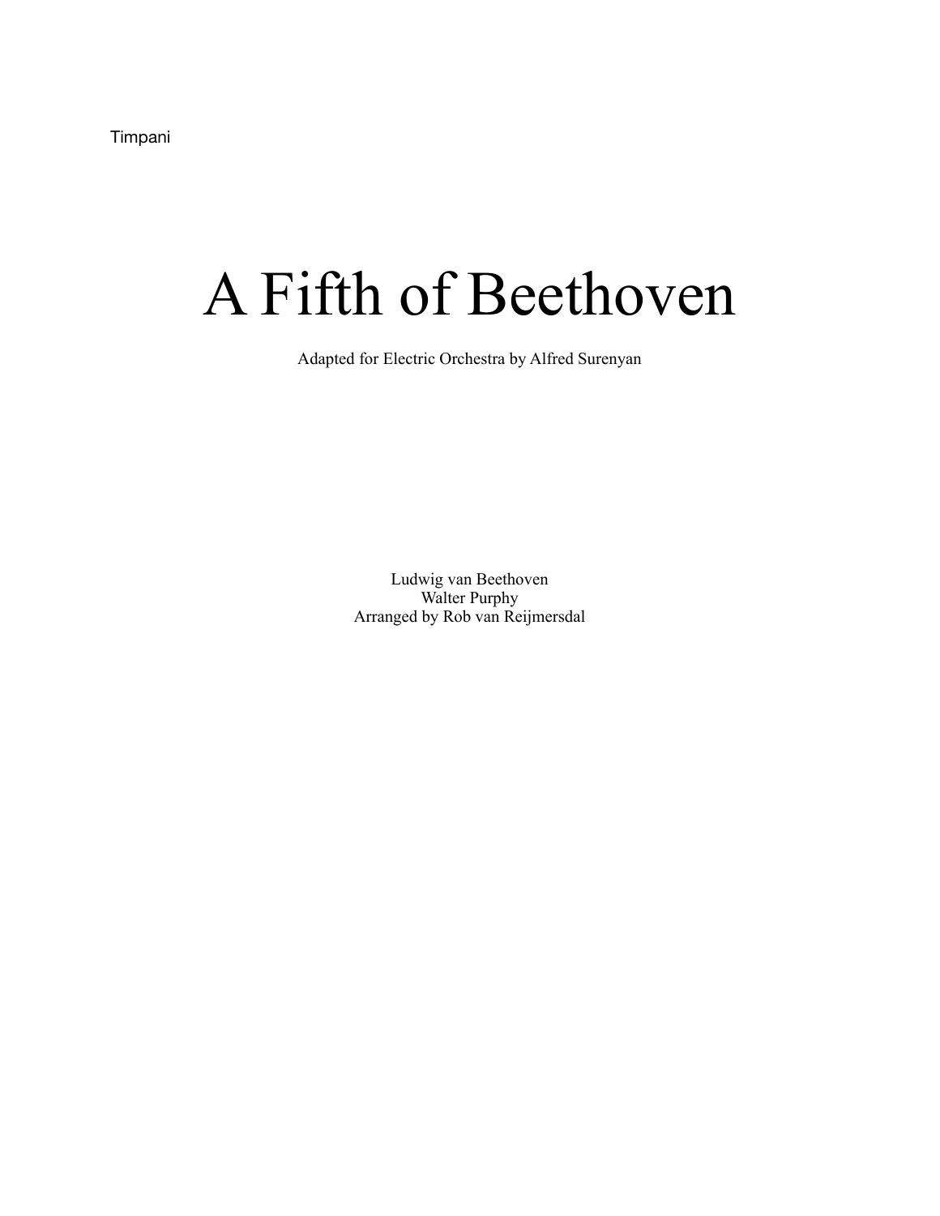Timpani

# A Fifth of Beethoven

Adapted for Electric Orchestra by Alfred Surenyan

Ludwig van Beethoven
Walter Purphy
Arranged by Rob van Reijmersdal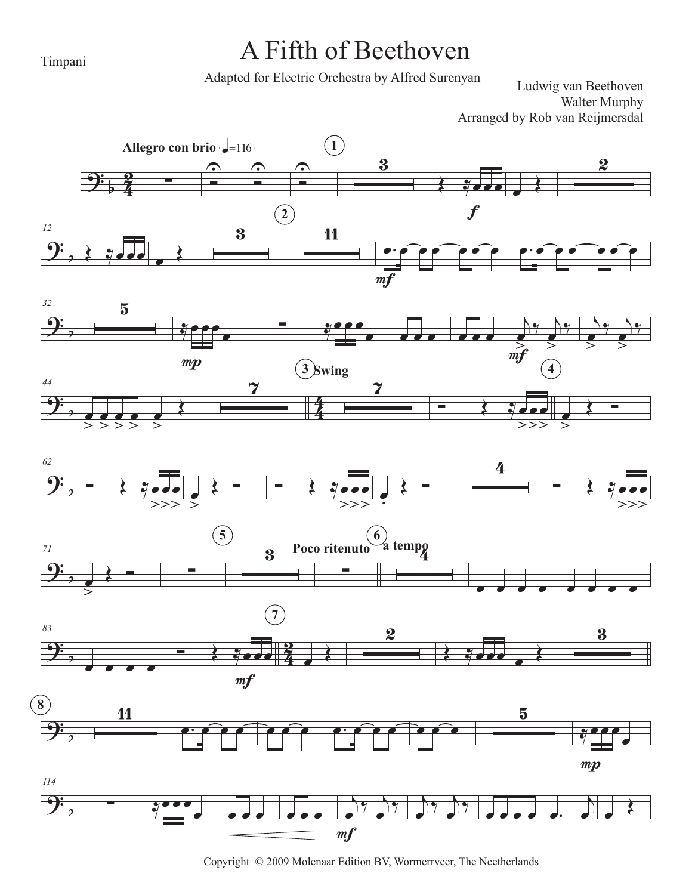Timpani

# A Fifth of Beethoven

Adapted for Electric Orchestra by Alfred Surenyan

Ludwig van Beethoven
Walter Murphy
Arranged by Rob van Reijmersdal

**Allegro con brio** (♩=116)

Copyright © 2009 Molenaar Edition BV, Wormerveer, The Neetherlands